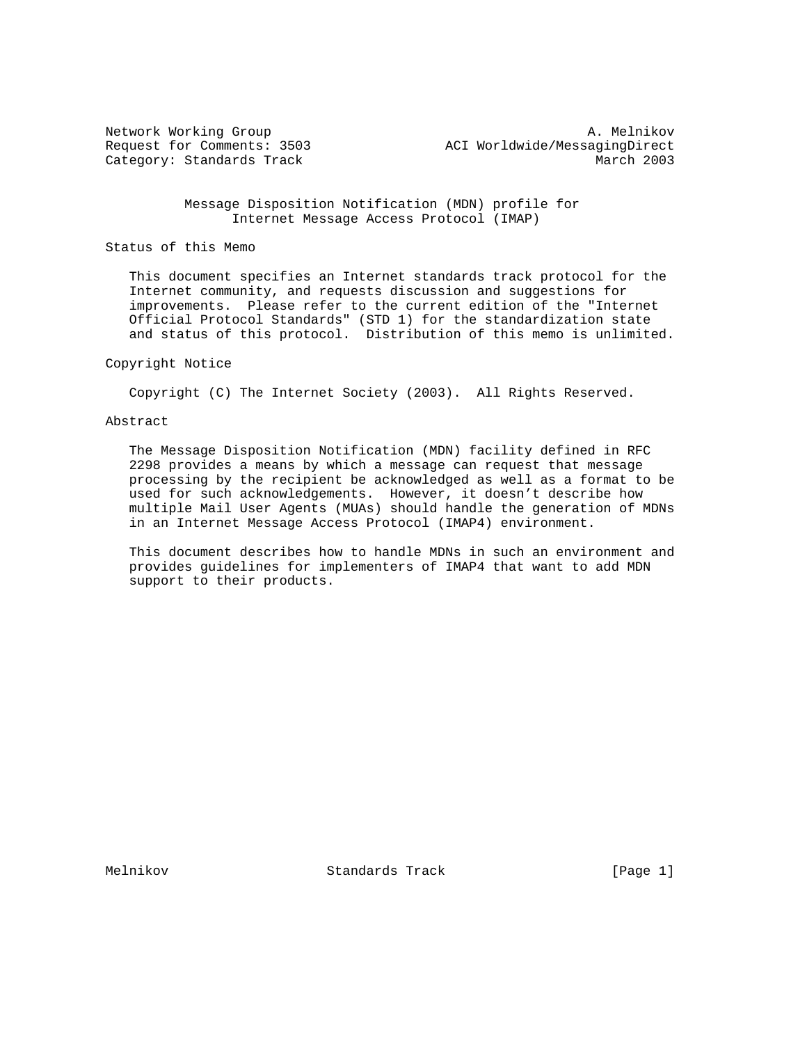Network Working Group A. Melnikov
Request for Comments: 3503 ACI Worldwide/MessagingDirect
Category: Standards Track March 2003

# Message Disposition Notification (MDN) profile for Internet Message Access Protocol (IMAP)

## Status of this Memo

This document specifies an Internet standards track protocol for the Internet community, and requests discussion and suggestions for improvements. Please refer to the current edition of the "Internet Official Protocol Standards" (STD 1) for the standardization state and status of this protocol. Distribution of this memo is unlimited.

## Copyright Notice

Copyright (C) The Internet Society (2003). All Rights Reserved.

## Abstract

The Message Disposition Notification (MDN) facility defined in RFC 2298 provides a means by which a message can request that message processing by the recipient be acknowledged as well as a format to be used for such acknowledgements. However, it doesn't describe how multiple Mail User Agents (MUAs) should handle the generation of MDNs in an Internet Message Access Protocol (IMAP4) environment.

This document describes how to handle MDNs in such an environment and provides guidelines for implementers of IMAP4 that want to add MDN support to their products.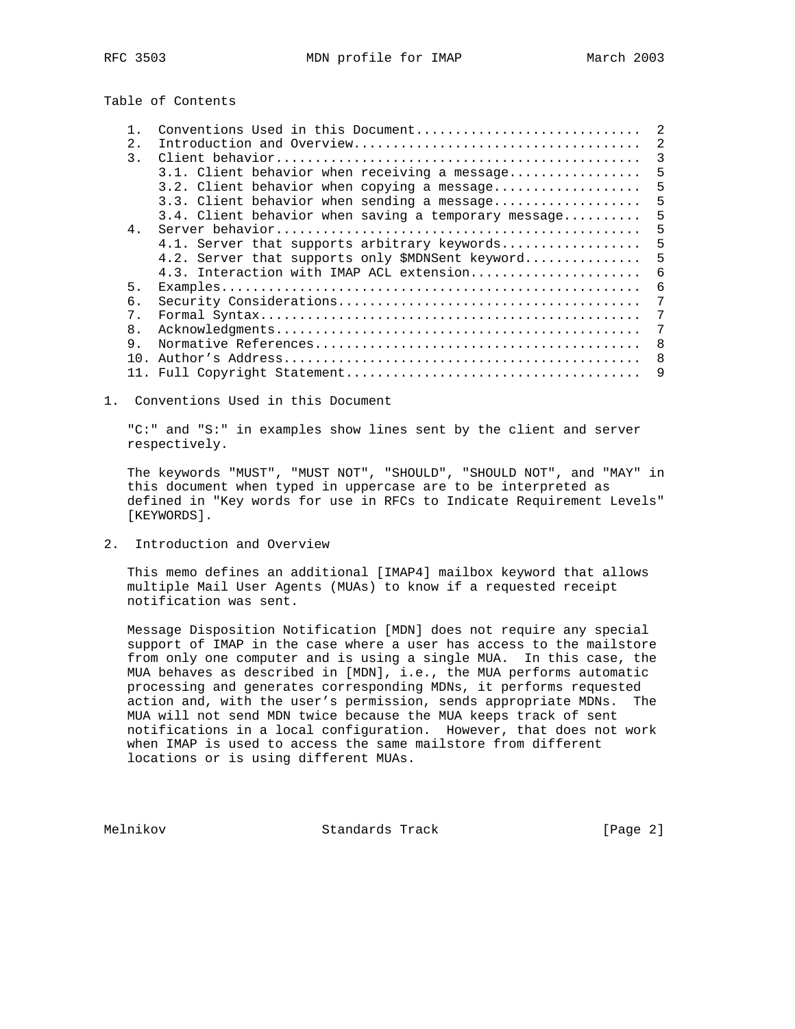Table of Contents

```
   1.  Conventions Used in this Document............................  2
   2.  Introduction and Overview....................................  2
   3.  Client behavior..............................................  3
       3.1. Client behavior when receiving a message................  5
       3.2. Client behavior when copying a message..................  5
       3.3. Client behavior when sending a message..................  5
       3.4. Client behavior when saving a temporary message.........  5
   4.  Server behavior..............................................  5
       4.1. Server that supports arbitrary keywords.................  5
       4.2. Server that supports only $MDNSent keyword..............  5
       4.3. Interaction with IMAP ACL extension.....................  6
   5.  Examples.....................................................  6
   6.  Security Considerations......................................  7
   7.  Formal Syntax................................................  7
   8.  Acknowledgments..............................................  7
   9.  Normative References.........................................  8
   10. Author's Address.............................................  8
   11. Full Copyright Statement.....................................  9
```

## 1. Conventions Used in this Document

"C:" and "S:" in examples show lines sent by the client and server respectively.

The keywords "MUST", "MUST NOT", "SHOULD", "SHOULD NOT", and "MAY" in this document when typed in uppercase are to be interpreted as defined in "Key words for use in RFCs to Indicate Requirement Levels" [KEYWORDS].

## 2. Introduction and Overview

This memo defines an additional [IMAP4] mailbox keyword that allows multiple Mail User Agents (MUAs) to know if a requested receipt notification was sent.

Message Disposition Notification [MDN] does not require any special support of IMAP in the case where a user has access to the mailstore from only one computer and is using a single MUA. In this case, the MUA behaves as described in [MDN], i.e., the MUA performs automatic processing and generates corresponding MDNs, it performs requested action and, with the user's permission, sends appropriate MDNs. The MUA will not send MDN twice because the MUA keeps track of sent notifications in a local configuration. However, that does not work when IMAP is used to access the same mailstore from different locations or is using different MUAs.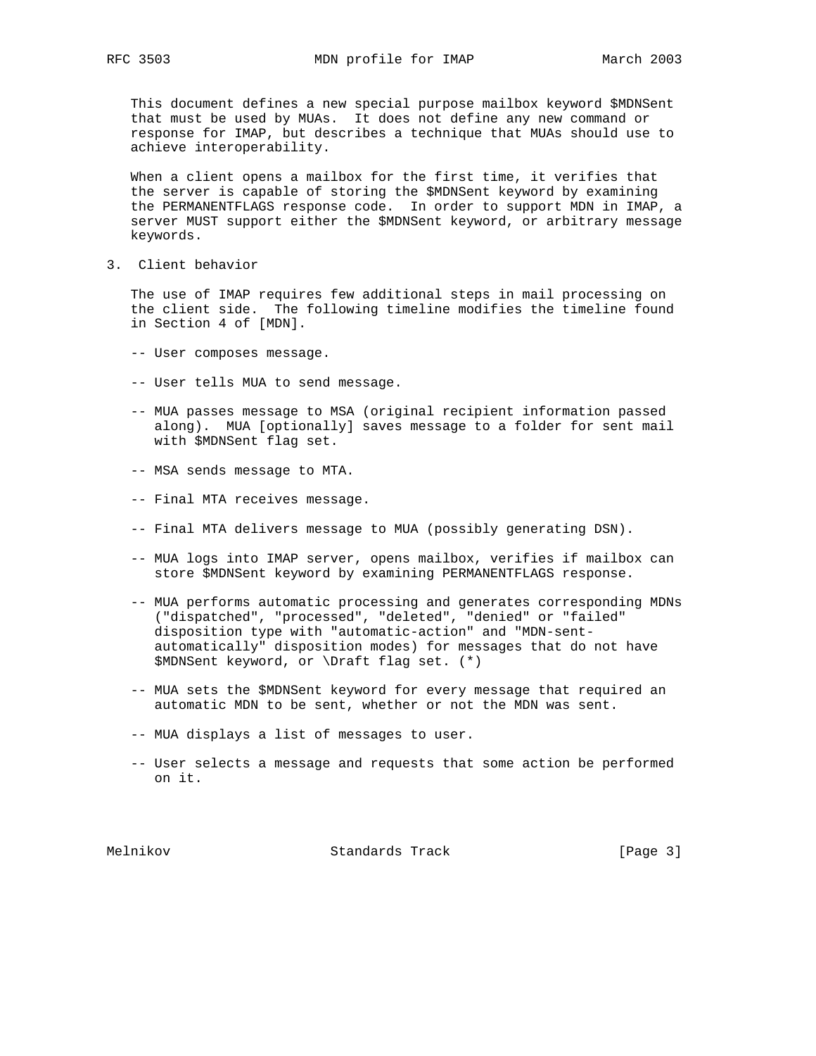This document defines a new special purpose mailbox keyword $MDNSent that must be used by MUAs. It does not define any new command or response for IMAP, but describes a technique that MUAs should use to achieve interoperability.

When a client opens a mailbox for the first time, it verifies that the server is capable of storing the $MDNSent keyword by examining the PERMANENTFLAGS response code. In order to support MDN in IMAP, a server MUST support either the $MDNSent keyword, or arbitrary message keywords.

## 3. Client behavior

The use of IMAP requires few additional steps in mail processing on the client side. The following timeline modifies the timeline found in Section 4 of [MDN].

- -- User composes message.
- -- User tells MUA to send message.
- -- MUA passes message to MSA (original recipient information passed along). MUA [optionally] saves message to a folder for sent mail with $MDNSent flag set.
- -- MSA sends message to MTA.
- -- Final MTA receives message.
- -- Final MTA delivers message to MUA (possibly generating DSN).
- -- MUA logs into IMAP server, opens mailbox, verifies if mailbox can store $MDNSent keyword by examining PERMANENTFLAGS response.
- -- MUA performs automatic processing and generates corresponding MDNs ("dispatched", "processed", "deleted", "denied" or "failed" disposition type with "automatic-action" and "MDN-sent-automatically" disposition modes) for messages that do not have $MDNSent keyword, or \Draft flag set. (*)
- -- MUA sets the $MDNSent keyword for every message that required an automatic MDN to be sent, whether or not the MDN was sent.
- -- MUA displays a list of messages to user.
- -- User selects a message and requests that some action be performed on it.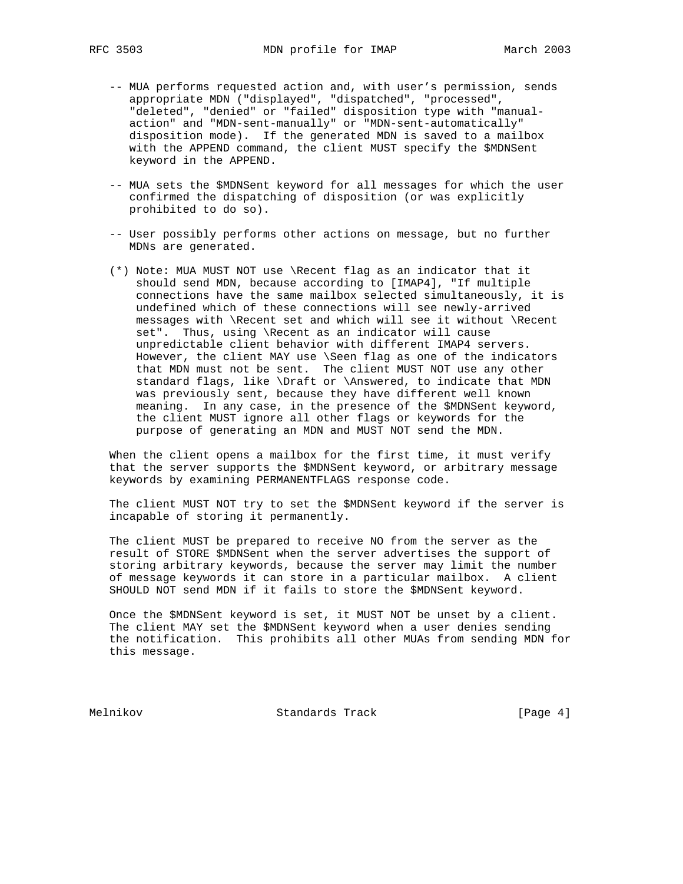-- MUA performs requested action and, with user's permission, sends appropriate MDN ("displayed", "dispatched", "processed", "deleted", "denied" or "failed" disposition type with "manual-action" and "MDN-sent-manually" or "MDN-sent-automatically" disposition mode). If the generated MDN is saved to a mailbox with the APPEND command, the client MUST specify the $MDNSent keyword in the APPEND.

-- MUA sets the $MDNSent keyword for all messages for which the user confirmed the dispatching of disposition (or was explicitly prohibited to do so).

-- User possibly performs other actions on message, but no further MDNs are generated.

(*) Note: MUA MUST NOT use \Recent flag as an indicator that it should send MDN, because according to [IMAP4], "If multiple connections have the same mailbox selected simultaneously, it is undefined which of these connections will see newly-arrived messages with \Recent set and which will see it without \Recent set". Thus, using \Recent as an indicator will cause unpredictable client behavior with different IMAP4 servers. However, the client MAY use \Seen flag as one of the indicators that MDN must not be sent. The client MUST NOT use any other standard flags, like \Draft or \Answered, to indicate that MDN was previously sent, because they have different well known meaning. In any case, in the presence of the $MDNSent keyword, the client MUST ignore all other flags or keywords for the purpose of generating an MDN and MUST NOT send the MDN.

When the client opens a mailbox for the first time, it must verify that the server supports the $MDNSent keyword, or arbitrary message keywords by examining PERMANENTFLAGS response code.

The client MUST NOT try to set the $MDNSent keyword if the server is incapable of storing it permanently.

The client MUST be prepared to receive NO from the server as the result of STORE $MDNSent when the server advertises the support of storing arbitrary keywords, because the server may limit the number of message keywords it can store in a particular mailbox. A client SHOULD NOT send MDN if it fails to store the $MDNSent keyword.

Once the $MDNSent keyword is set, it MUST NOT be unset by a client. The client MAY set the $MDNSent keyword when a user denies sending the notification. This prohibits all other MUAs from sending MDN for this message.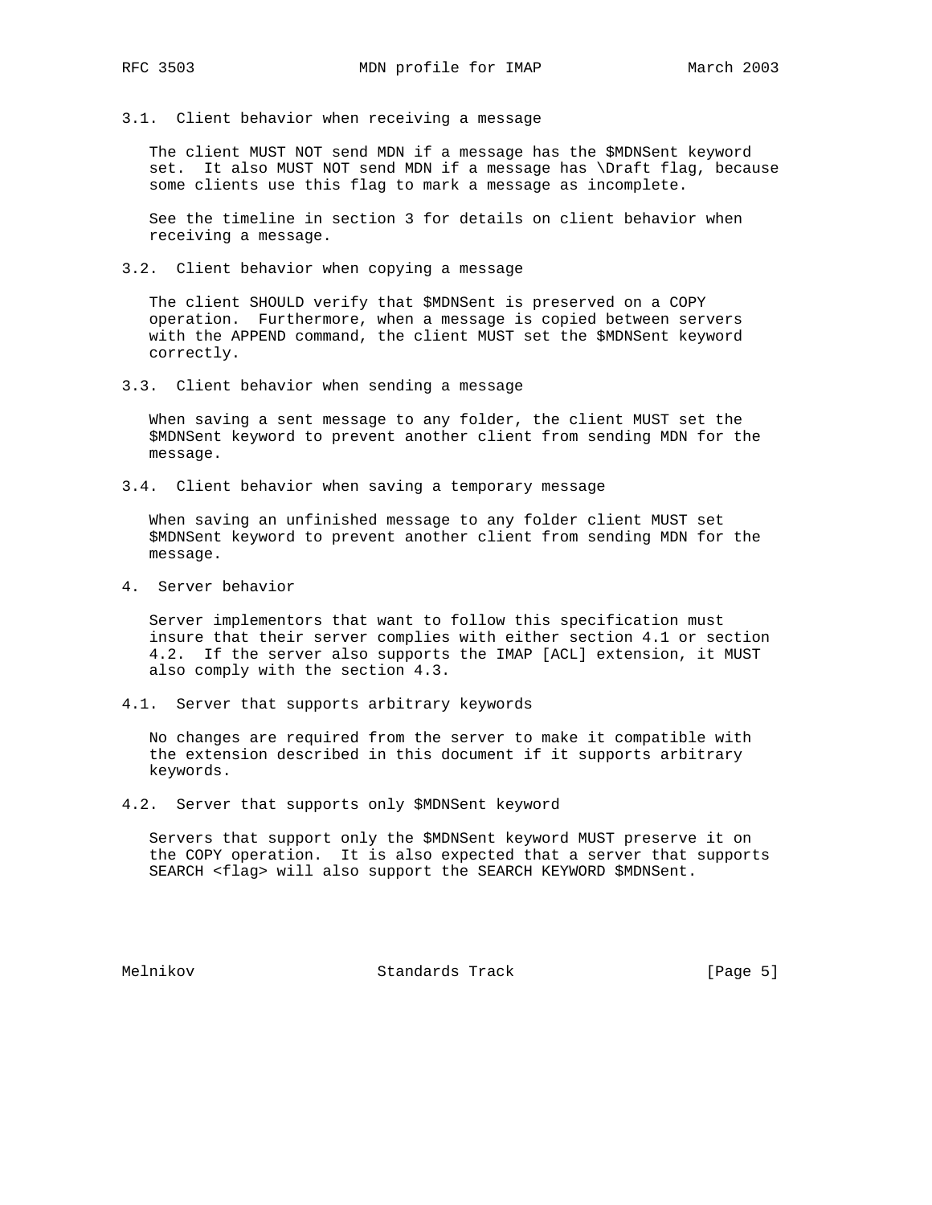### 3.1. Client behavior when receiving a message

The client MUST NOT send MDN if a message has the $MDNSent keyword set. It also MUST NOT send MDN if a message has \Draft flag, because some clients use this flag to mark a message as incomplete.

See the timeline in section 3 for details on client behavior when receiving a message.

### 3.2. Client behavior when copying a message

The client SHOULD verify that $MDNSent is preserved on a COPY operation. Furthermore, when a message is copied between servers with the APPEND command, the client MUST set the $MDNSent keyword correctly.

### 3.3. Client behavior when sending a message

When saving a sent message to any folder, the client MUST set the $MDNSent keyword to prevent another client from sending MDN for the message.

### 3.4. Client behavior when saving a temporary message

When saving an unfinished message to any folder client MUST set $MDNSent keyword to prevent another client from sending MDN for the message.

## 4. Server behavior

Server implementors that want to follow this specification must insure that their server complies with either section 4.1 or section 4.2. If the server also supports the IMAP [ACL] extension, it MUST also comply with the section 4.3.

### 4.1. Server that supports arbitrary keywords

No changes are required from the server to make it compatible with the extension described in this document if it supports arbitrary keywords.

### 4.2. Server that supports only $MDNSent keyword

Servers that support only the $MDNSent keyword MUST preserve it on the COPY operation. It is also expected that a server that supports SEARCH <flag> will also support the SEARCH KEYWORD $MDNSent.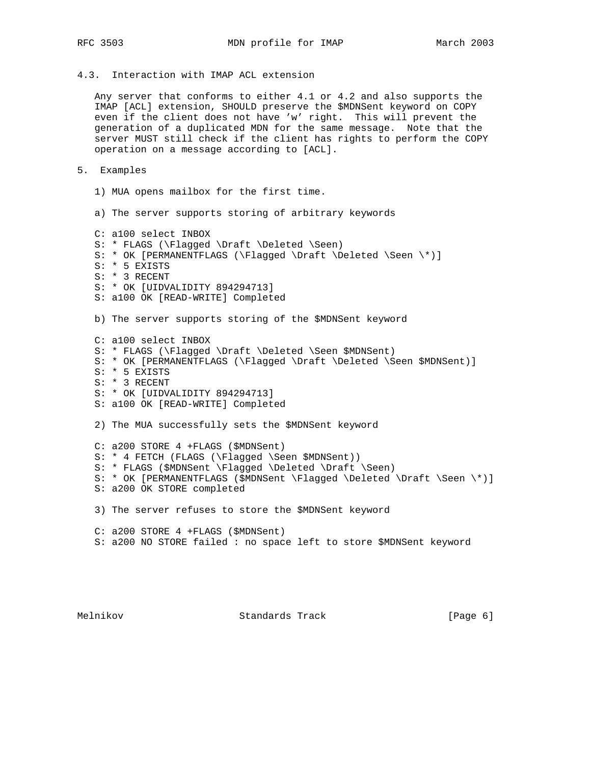### 4.3. Interaction with IMAP ACL extension

Any server that conforms to either 4.1 or 4.2 and also supports the IMAP [ACL] extension, SHOULD preserve the $MDNSent keyword on COPY even if the client does not have 'w' right. This will prevent the generation of a duplicated MDN for the same message. Note that the server MUST still check if the client has rights to perform the COPY operation on a message according to [ACL].

## 5. Examples

1) MUA opens mailbox for the first time.

a) The server supports storing of arbitrary keywords

```
C: a100 select INBOX
S: * FLAGS (\Flagged \Draft \Deleted \Seen)
S: * OK [PERMANENTFLAGS (\Flagged \Draft \Deleted \Seen \*)]
S: * 5 EXISTS
S: * 3 RECENT
S: * OK [UIDVALIDITY 894294713]
S: a100 OK [READ-WRITE] Completed
```

b) The server supports storing of the $MDNSent keyword

```
C: a100 select INBOX
S: * FLAGS (\Flagged \Draft \Deleted \Seen $MDNSent)
S: * OK [PERMANENTFLAGS (\Flagged \Draft \Deleted \Seen $MDNSent)]
S: * 5 EXISTS
S: * 3 RECENT
S: * OK [UIDVALIDITY 894294713]
S: a100 OK [READ-WRITE] Completed
```

2) The MUA successfully sets the $MDNSent keyword

```
C: a200 STORE 4 +FLAGS ($MDNSent)
S: * 4 FETCH (FLAGS (\Flagged \Seen $MDNSent))
S: * FLAGS ($MDNSent \Flagged \Deleted \Draft \Seen)
S: * OK [PERMANENTFLAGS ($MDNSent \Flagged \Deleted \Draft \Seen \*)]
S: a200 OK STORE completed
```

3) The server refuses to store the $MDNSent keyword

```
C: a200 STORE 4 +FLAGS ($MDNSent)
S: a200 NO STORE failed : no space left to store $MDNSent keyword
```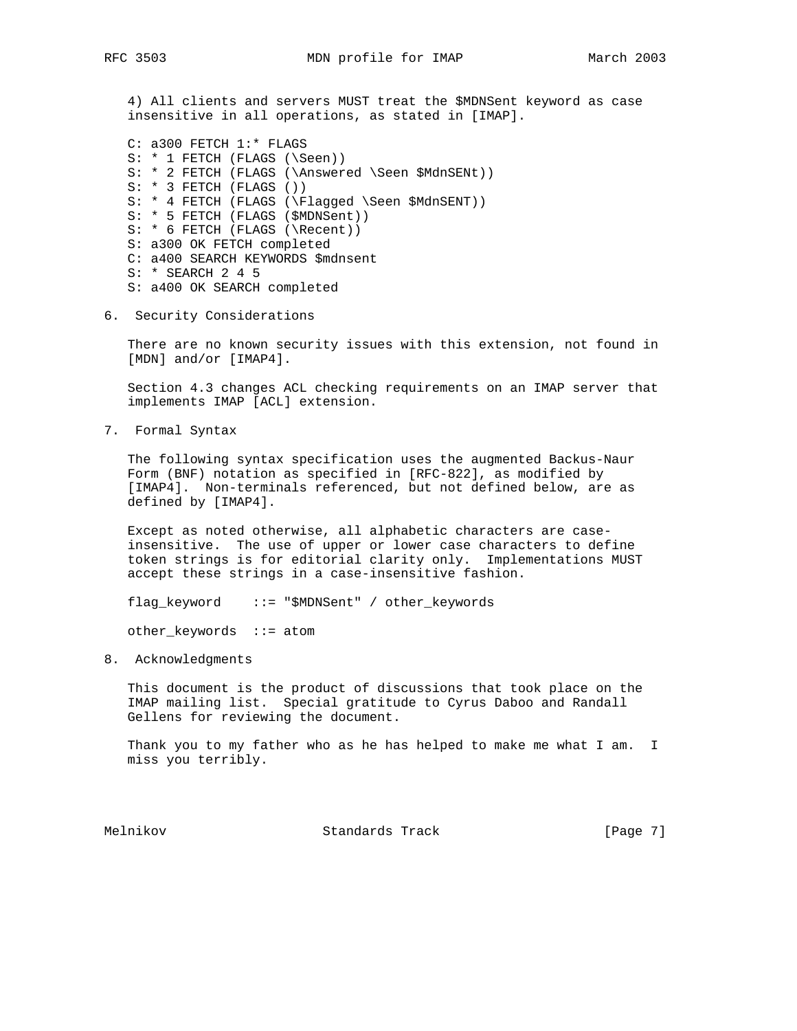4) All clients and servers MUST treat the $MDNSent keyword as case insensitive in all operations, as stated in [IMAP].

```
C: a300 FETCH 1:* FLAGS
S: * 1 FETCH (FLAGS (\Seen))
S: * 2 FETCH (FLAGS (\Answered \Seen $MdnSENt))
S: * 3 FETCH (FLAGS ())
S: * 4 FETCH (FLAGS (\Flagged \Seen $MdnSENT))
S: * 5 FETCH (FLAGS ($MDNSent))
S: * 6 FETCH (FLAGS (\Recent))
S: a300 OK FETCH completed
C: a400 SEARCH KEYWORDS $mdnsent
S: * SEARCH 2 4 5
S: a400 OK SEARCH completed
```

## 6. Security Considerations

There are no known security issues with this extension, not found in [MDN] and/or [IMAP4].

Section 4.3 changes ACL checking requirements on an IMAP server that implements IMAP [ACL] extension.

## 7. Formal Syntax

The following syntax specification uses the augmented Backus-Naur Form (BNF) notation as specified in [RFC-822], as modified by [IMAP4]. Non-terminals referenced, but not defined below, are as defined by [IMAP4].

Except as noted otherwise, all alphabetic characters are case-insensitive. The use of upper or lower case characters to define token strings is for editorial clarity only. Implementations MUST accept these strings in a case-insensitive fashion.

```
flag_keyword    ::= "$MDNSent" / other_keywords

other_keywords  ::= atom
```

## 8. Acknowledgments

This document is the product of discussions that took place on the IMAP mailing list. Special gratitude to Cyrus Daboo and Randall Gellens for reviewing the document.

Thank you to my father who as he has helped to make me what I am. I miss you terribly.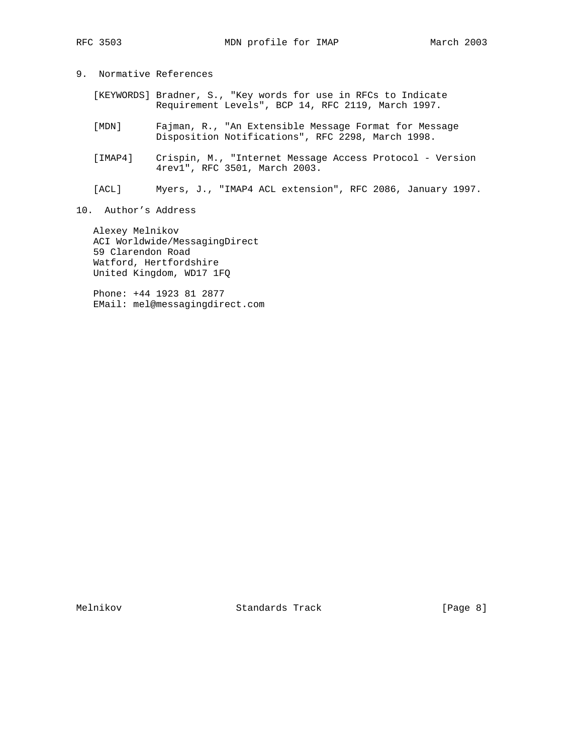## 9. Normative References

[KEYWORDS] Bradner, S., "Key words for use in RFCs to Indicate Requirement Levels", BCP 14, RFC 2119, March 1997.

[MDN] Fajman, R., "An Extensible Message Format for Message Disposition Notifications", RFC 2298, March 1998.

[IMAP4] Crispin, M., "Internet Message Access Protocol - Version 4rev1", RFC 3501, March 2003.

[ACL] Myers, J., "IMAP4 ACL extension", RFC 2086, January 1997.

## 10. Author's Address

Alexey Melnikov
ACI Worldwide/MessagingDirect
59 Clarendon Road
Watford, Hertfordshire
United Kingdom, WD17 1FQ

Phone: +44 1923 81 2877
EMail: mel@messagingdirect.com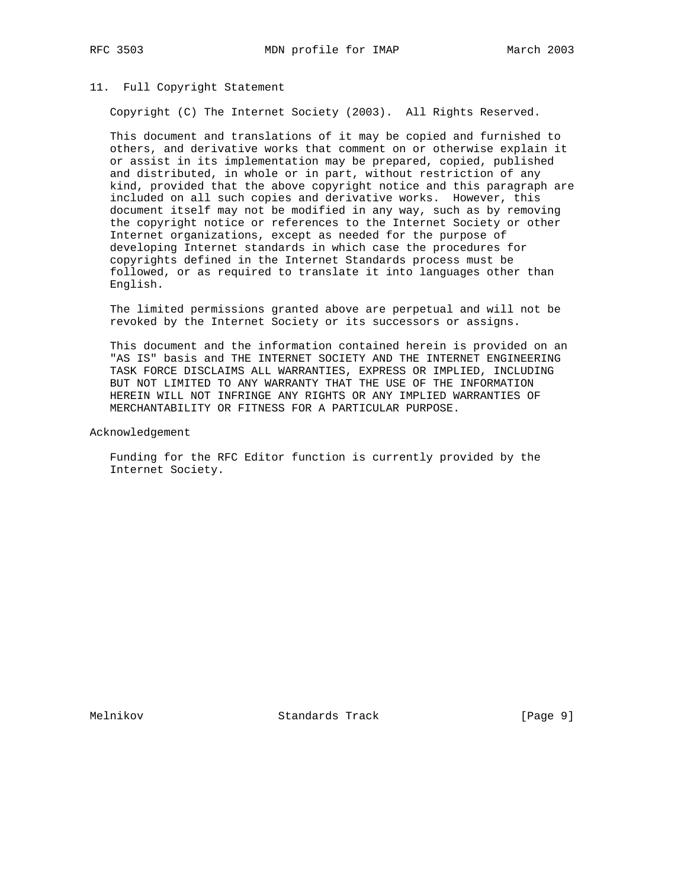## 11. Full Copyright Statement

Copyright (C) The Internet Society (2003). All Rights Reserved.

This document and translations of it may be copied and furnished to others, and derivative works that comment on or otherwise explain it or assist in its implementation may be prepared, copied, published and distributed, in whole or in part, without restriction of any kind, provided that the above copyright notice and this paragraph are included on all such copies and derivative works. However, this document itself may not be modified in any way, such as by removing the copyright notice or references to the Internet Society or other Internet organizations, except as needed for the purpose of developing Internet standards in which case the procedures for copyrights defined in the Internet Standards process must be followed, or as required to translate it into languages other than English.

The limited permissions granted above are perpetual and will not be revoked by the Internet Society or its successors or assigns.

This document and the information contained herein is provided on an "AS IS" basis and THE INTERNET SOCIETY AND THE INTERNET ENGINEERING TASK FORCE DISCLAIMS ALL WARRANTIES, EXPRESS OR IMPLIED, INCLUDING BUT NOT LIMITED TO ANY WARRANTY THAT THE USE OF THE INFORMATION HEREIN WILL NOT INFRINGE ANY RIGHTS OR ANY IMPLIED WARRANTIES OF MERCHANTABILITY OR FITNESS FOR A PARTICULAR PURPOSE.

## Acknowledgement

Funding for the RFC Editor function is currently provided by the Internet Society.